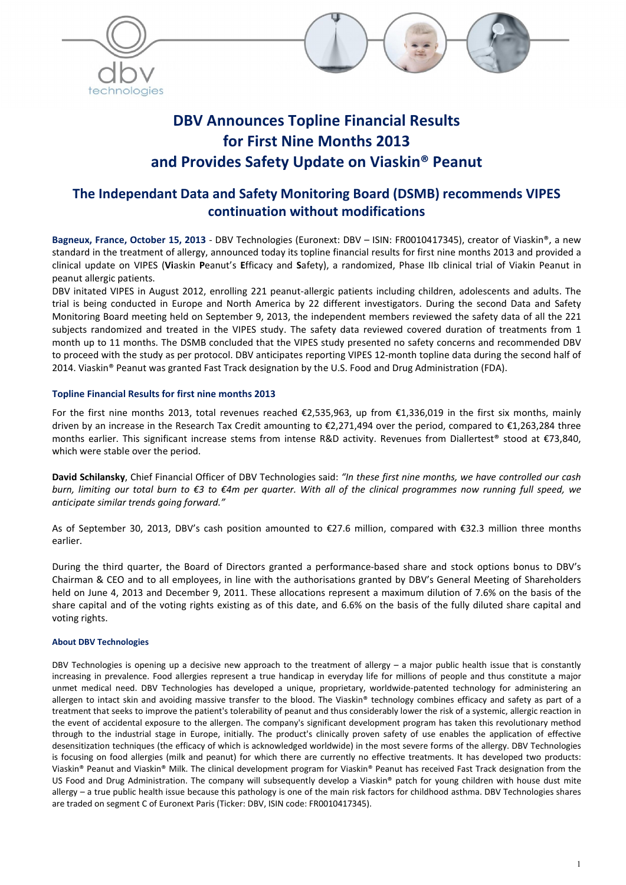# DBV Announces Topline Financial Results for First Nine Months 2013 and Provides Safety Update on Viaskin® Peanut

## The Independant Data and Safety Monitoring Board (DSMB) recommends VIPES continuation without modifications

**Bagneux, France, October 15, 2013** - DBV Technologies (Euronext: DBV – ISIN: FR0010417345), creator of Viaskin®, a new standard in the treatment of allergy, announced today its topline financial results for first nine months 2013 and provided a clinical update on VIPES (**Vi**askin **P**eanut's **E**fficacy and **S**afety), a randomized, Phase IIb clinical trial of Viakin Peanut in peanut allergic patients.

DBV initated VIPES in August 2012, enrolling 221 peanut-allergic patients including children, adolescents and adults. The trial is being conducted in Europe and North America by 22 different investigators. During the second Data and Safety Monitoring Board meeting held on September 9, 2013, the independent members reviewed the safety data of all the 221 subjects randomized and treated in the VIPES study. The safety data reviewed covered duration of treatments from 1 month up to 11 months. The DSMB concluded that the VIPES study presented no safety concerns and recommended DBV to proceed with the study as per protocol. DBV anticipates reporting VIPES 12-month topline data during the second half of 2014. Viaskin® Peanut was granted Fast Track designation by the U.S. Food and Drug Administration (FDA).

### Topline Financial Results for first nine months 2013

For the first nine months 2013, total revenues reached €2,535,963, up from €1,336,019 in the first six months, mainly driven by an increase in the Research Tax Credit amounting to €2,271,494 over the period, compared to €1,263,284 three months earlier. This significant increase stems from intense R&D activity. Revenues from Diallertest® stood at €73,840, which were stable over the period.

**David Schilansky**, Chief Financial Officer of DBV Technologies said: *"In these first nine months, we have controlled our cash burn, limiting our total burn to €3 to €4m per quarter. With all of the clinical programmes now running full speed, we anticipate similar trends going forward."*

As of September 30, 2013, DBV's cash position amounted to €27.6 million, compared with €32.3 million three months earlier.

During the third quarter, the Board of Directors granted a performance-based share and stock options bonus to DBV's Chairman & CEO and to all employees, in line with the authorisations granted by DBV's General Meeting of Shareholders held on June 4, 2013 and December 9, 2011. These allocations represent a maximum dilution of 7.6% on the basis of the share capital and of the voting rights existing as of this date, and 6.6% on the basis of the fully diluted share capital and voting rights.

#### About DBV Technologies

DBV Technologies is opening up a decisive new approach to the treatment of allergy – a major public health issue that is constantly increasing in prevalence. Food allergies represent a true handicap in everyday life for millions of people and thus constitute a major unmet medical need. DBV Technologies has developed a unique, proprietary, worldwide-patented technology for administering an allergen to intact skin and avoiding massive transfer to the blood. The Viaskin® technology combines efficacy and safety as part of a treatment that seeks to improve the patient's tolerability of peanut and thus considerably lower the risk of a systemic, allergic reaction in the event of accidental exposure to the allergen. The company's significant development program has taken this revolutionary method through to the industrial stage in Europe, initially. The product's clinically proven safety of use enables the application of effective desensitization techniques (the efficacy of which is acknowledged worldwide) in the most severe forms of the allergy. DBV Technologies is focusing on food allergies (milk and peanut) for which there are currently no effective treatments. It has developed two products: Viaskin® Peanut and Viaskin® Milk. The clinical development program for Viaskin® Peanut has received Fast Track designation from the US Food and Drug Administration. The company will subsequently develop a Viaskin® patch for young children with house dust mite allergy – a true public health issue because this pathology is one of the main risk factors for childhood asthma. DBV Technologies shares are traded on segment C of Euronext Paris (Ticker: DBV, ISIN code: FR0010417345).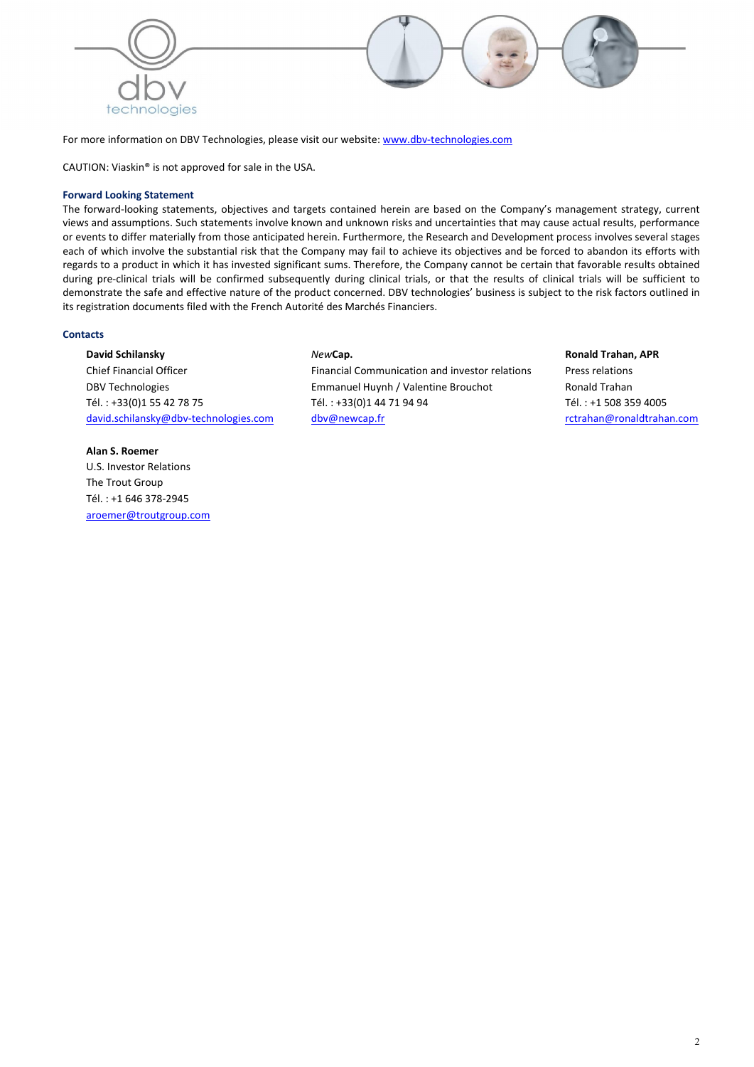For more information on DBV Technologies, please visit our website: www.dbv-technologies.com

CAUTION: Viaskin® is not approved for sale in the USA.

### Forward Looking Statement

The forward-looking statements, objectives and targets contained herein are based on the Company's management strategy, current views and assumptions. Such statements involve known and unknown risks and uncertainties that may cause actual results, performance or events to differ materially from those anticipated herein. Furthermore, the Research and Development process involves several stages each of which involve the substantial risk that the Company may fail to achieve its objectives and be forced to abandon its efforts with regards to a product in which it has invested significant sums. Therefore, the Company cannot be certain that favorable results obtained during pre-clinical trials will be confirmed subsequently during clinical trials, or that the results of clinical trials will be sufficient to demonstrate the safe and effective nature of the product concerned. DBV technologies' business is subject to the risk factors outlined in its registration documents filed with the French Autorité des Marchés Financiers.

### Contacts

**David Schilansky**
Chief Financial Officer
DBV Technologies
Tél. : +33(0)1 55 42 78 75
david.schilansky@dbv-technologies.com

*New***Cap.**
Financial Communication and investor relations
Emmanuel Huynh / Valentine Brouchot
Tél. : +33(0)1 44 71 94 94
dbv@newcap.fr

**Ronald Trahan, APR**
Press relations
Ronald Trahan
Tél. : +1 508 359 4005
rctrahan@ronaldtrahan.com

**Alan S. Roemer**
U.S. Investor Relations
The Trout Group
Tél. : +1 646 378-2945
aroemer@troutgroup.com